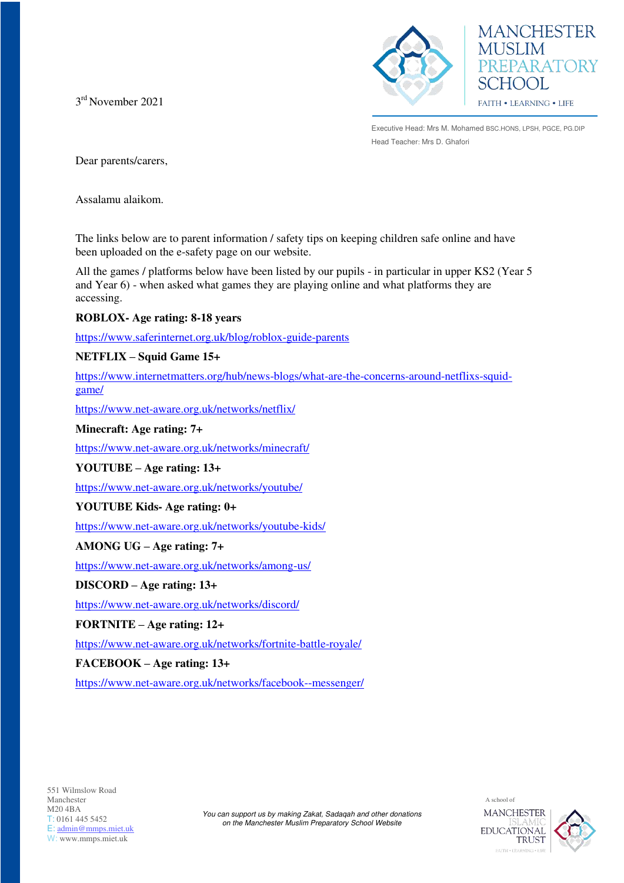# MANCHESTER MUSLIM PREPARATORY SCHOOL

FAITH • LEARNING • LIFE

Executive Head: Mrs M. Mohamed BSC.HONS, LPSH, PGCE, PG.DIP
Head Teacher: Mrs D. Ghafori

3rd November 2021

Dear parents/carers,

Assalamu alaikom.

The links below are to parent information / safety tips on keeping children safe online and have been uploaded on the e-safety page on our website.

All the games / platforms below have been listed by our pupils - in particular in upper KS2 (Year 5 and Year 6) - when asked what games they are playing online and what platforms they are accessing.

**ROBLOX- Age rating: 8-18 years**

https://www.saferinternet.org.uk/blog/roblox-guide-parents

**NETFLIX – Squid Game 15+**

https://www.internetmatters.org/hub/news-blogs/what-are-the-concerns-around-netflixs-squid-game/

https://www.net-aware.org.uk/networks/netflix/

**Minecraft: Age rating: 7+**

https://www.net-aware.org.uk/networks/minecraft/

**YOUTUBE – Age rating: 13+**

https://www.net-aware.org.uk/networks/youtube/

**YOUTUBE Kids- Age rating: 0+**

https://www.net-aware.org.uk/networks/youtube-kids/

**AMONG UG – Age rating: 7+**

https://www.net-aware.org.uk/networks/among-us/

**DISCORD – Age rating: 13+**

https://www.net-aware.org.uk/networks/discord/

**FORTNITE – Age rating: 12+**

https://www.net-aware.org.uk/networks/fortnite-battle-royale/

**FACEBOOK – Age rating: 13+**

https://www.net-aware.org.uk/networks/facebook--messenger/

551 Wilmslow Road
Manchester
M20 4BA
T: 0161 445 5452
E: admin@mmps.miet.uk
W: www.mmps.miet.uk

*You can support us by making Zakat, Sadaqah and other donations on the Manchester Muslim Preparatory School Website*

A school of MANCHESTER ISLAMIC EDUCATIONAL TRUST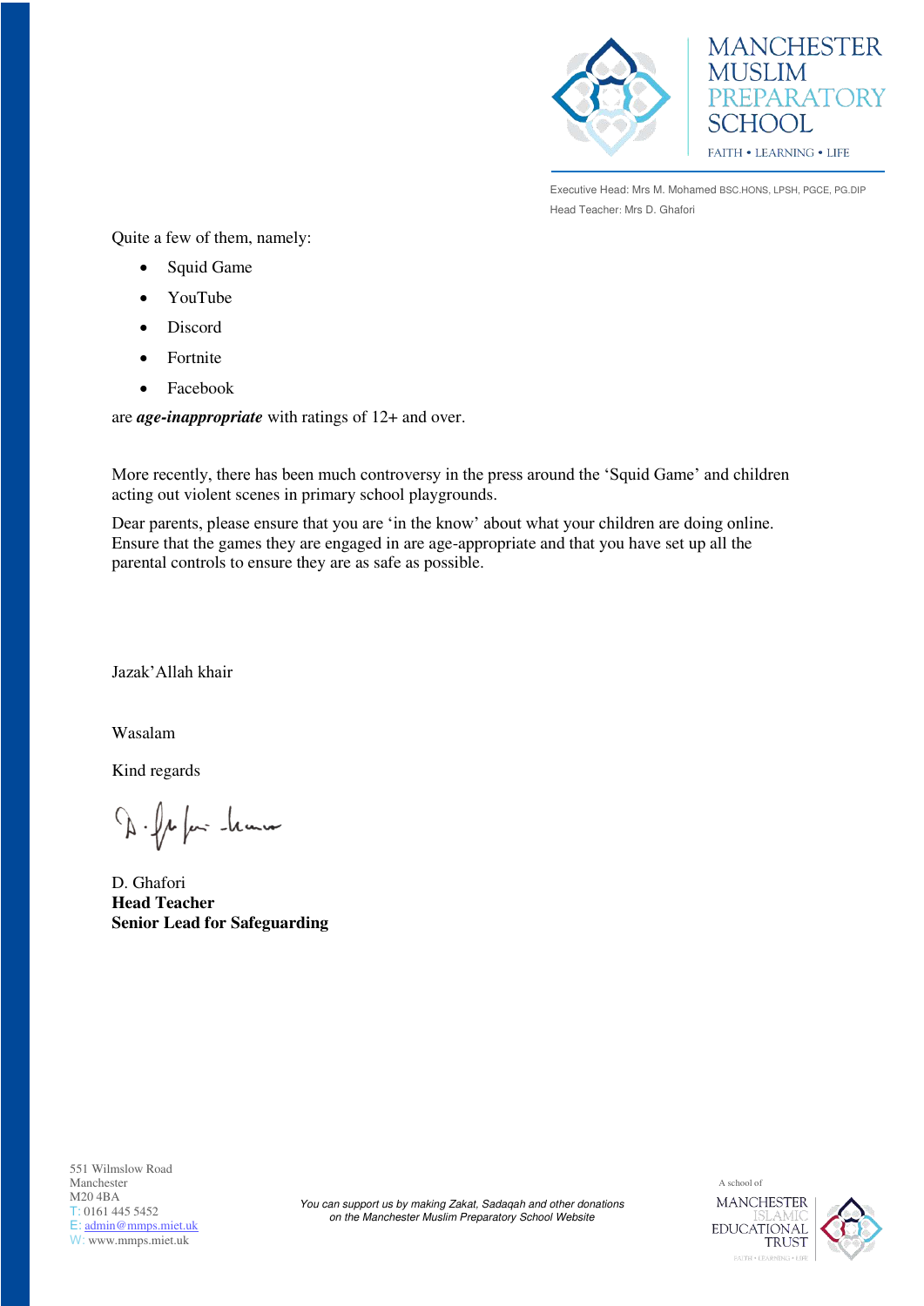Quite a few of them, namely:

- Squid Game
- YouTube
- Discord
- Fortnite
- Facebook

are ***age-inappropriate*** with ratings of 12+ and over.

More recently, there has been much controversy in the press around the 'Squid Game' and children acting out violent scenes in primary school playgrounds.

Dear parents, please ensure that you are 'in the know' about what your children are doing online. Ensure that the games they are engaged in are age-appropriate and that you have set up all the parental controls to ensure they are as safe as possible.

Jazak'Allah khair

Wasalam

Kind regards

D. Ghafori
**Head Teacher**
**Senior Lead for Safeguarding**

551 Wilmslow Road
Manchester
M20 4BA
T: 0161 445 5452
E: admin@mmps.miet.uk
W: www.mmps.miet.uk

*You can support us by making Zakat, Sadaqah and other donations on the Manchester Muslim Preparatory School Website*

A school of
MANCHESTER ISLAMIC EDUCATIONAL TRUST